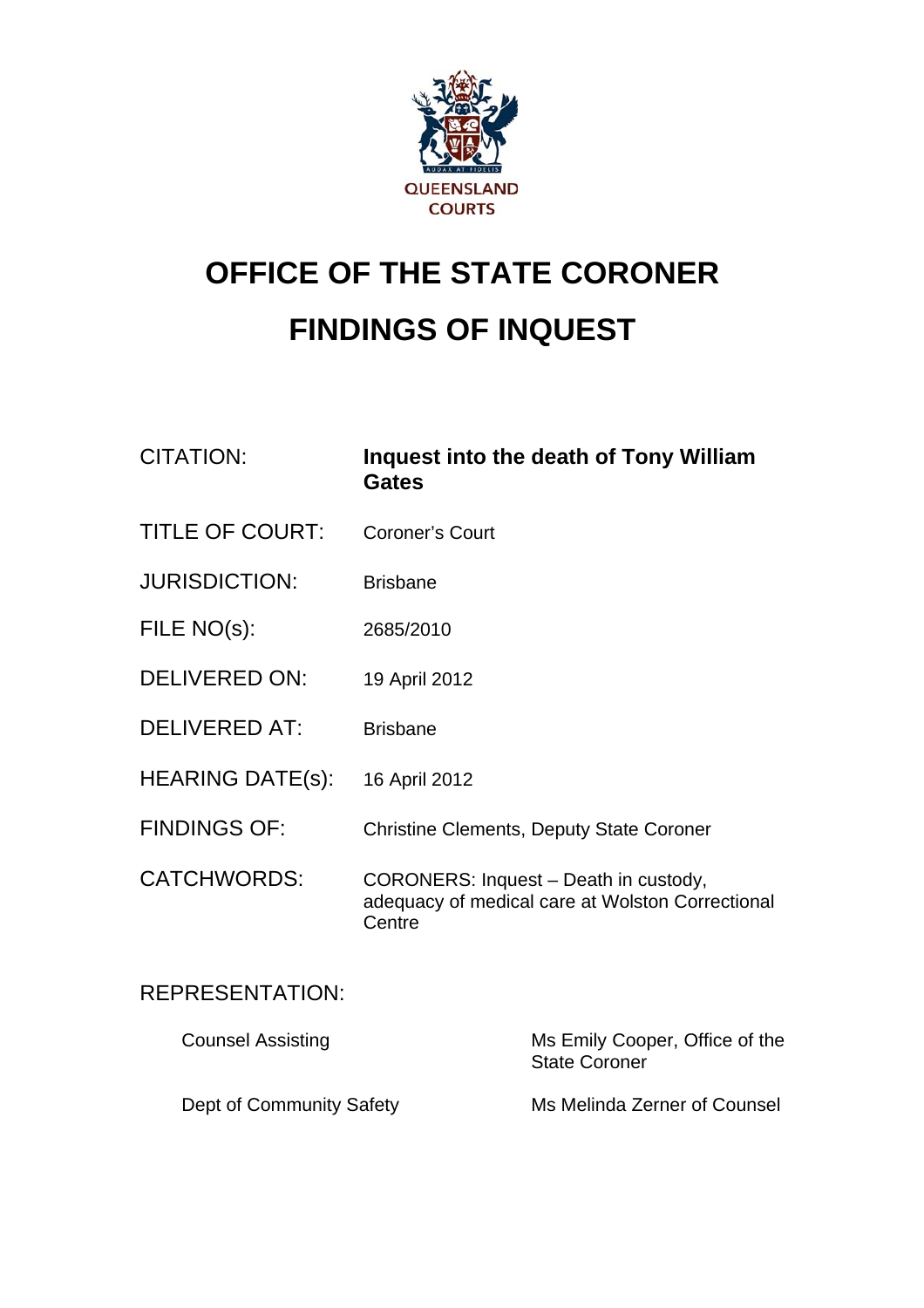QUEENSLAND COURTS

# OFFICE OF THE STATE CORONER

# FINDINGS OF INQUEST

| | |
|---|---|
| CITATION: | **Inquest into the death of Tony William Gates** |
| TITLE OF COURT: | Coroner's Court |
| JURISDICTION: | Brisbane |
| FILE NO(s): | 2685/2010 |
| DELIVERED ON: | 19 April 2012 |
| DELIVERED AT: | Brisbane |
| HEARING DATE(s): | 16 April 2012 |
| FINDINGS OF: | Christine Clements, Deputy State Coroner |
| CATCHWORDS: | CORONERS: Inquest – Death in custody, adequacy of medical care at Wolston Correctional Centre |

REPRESENTATION:

| | |
|---|---|
| Counsel Assisting | Ms Emily Cooper, Office of the State Coroner |
| Dept of Community Safety | Ms Melinda Zerner of Counsel |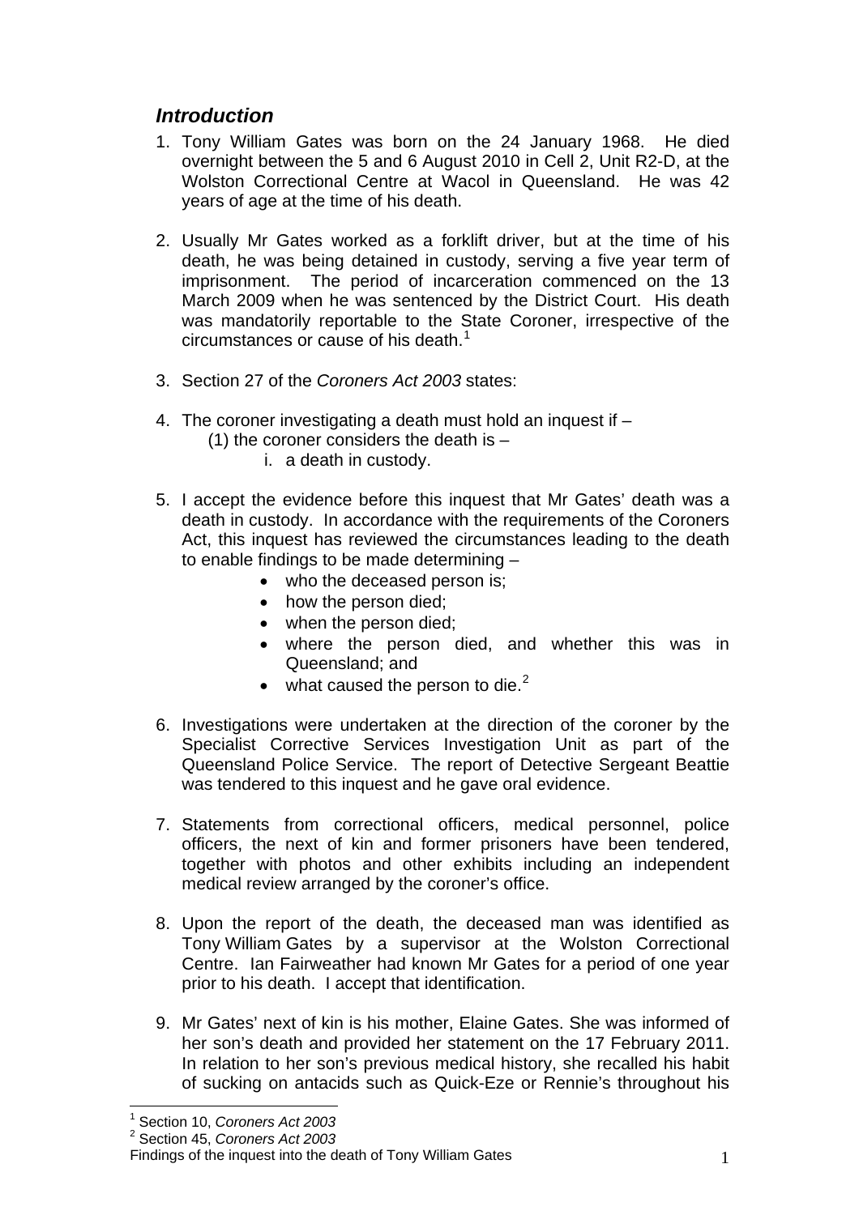## *Introduction*

1. Tony William Gates was born on the 24 January 1968. He died overnight between the 5 and 6 August 2010 in Cell 2, Unit R2-D, at the Wolston Correctional Centre at Wacol in Queensland. He was 42 years of age at the time of his death.

2. Usually Mr Gates worked as a forklift driver, but at the time of his death, he was being detained in custody, serving a five year term of imprisonment. The period of incarceration commenced on the 13 March 2009 when he was sentenced by the District Court. His death was mandatorily reportable to the State Coroner, irrespective of the circumstances or cause of his death.[1]

3. Section 27 of the *Coroners Act 2003* states:

4. The coroner investigating a death must hold an inquest if –
   (1) the coroner considers the death is –
      i. a death in custody.

5. I accept the evidence before this inquest that Mr Gates' death was a death in custody. In accordance with the requirements of the Coroners Act, this inquest has reviewed the circumstances leading to the death to enable findings to be made determining –
   - who the deceased person is;
   - how the person died;
   - when the person died;
   - where the person died, and whether this was in Queensland; and
   - what caused the person to die.[2]

6. Investigations were undertaken at the direction of the coroner by the Specialist Corrective Services Investigation Unit as part of the Queensland Police Service. The report of Detective Sergeant Beattie was tendered to this inquest and he gave oral evidence.

7. Statements from correctional officers, medical personnel, police officers, the next of kin and former prisoners have been tendered, together with photos and other exhibits including an independent medical review arranged by the coroner's office.

8. Upon the report of the death, the deceased man was identified as Tony William Gates by a supervisor at the Wolston Correctional Centre. Ian Fairweather had known Mr Gates for a period of one year prior to his death. I accept that identification.

9. Mr Gates' next of kin is his mother, Elaine Gates. She was informed of her son's death and provided her statement on the 17 February 2011. In relation to her son's previous medical history, she recalled his habit of sucking on antacids such as Quick-Eze or Rennie's throughout his

---

[1] Section 10, *Coroners Act 2003*

[2] Section 45, *Coroners Act 2003*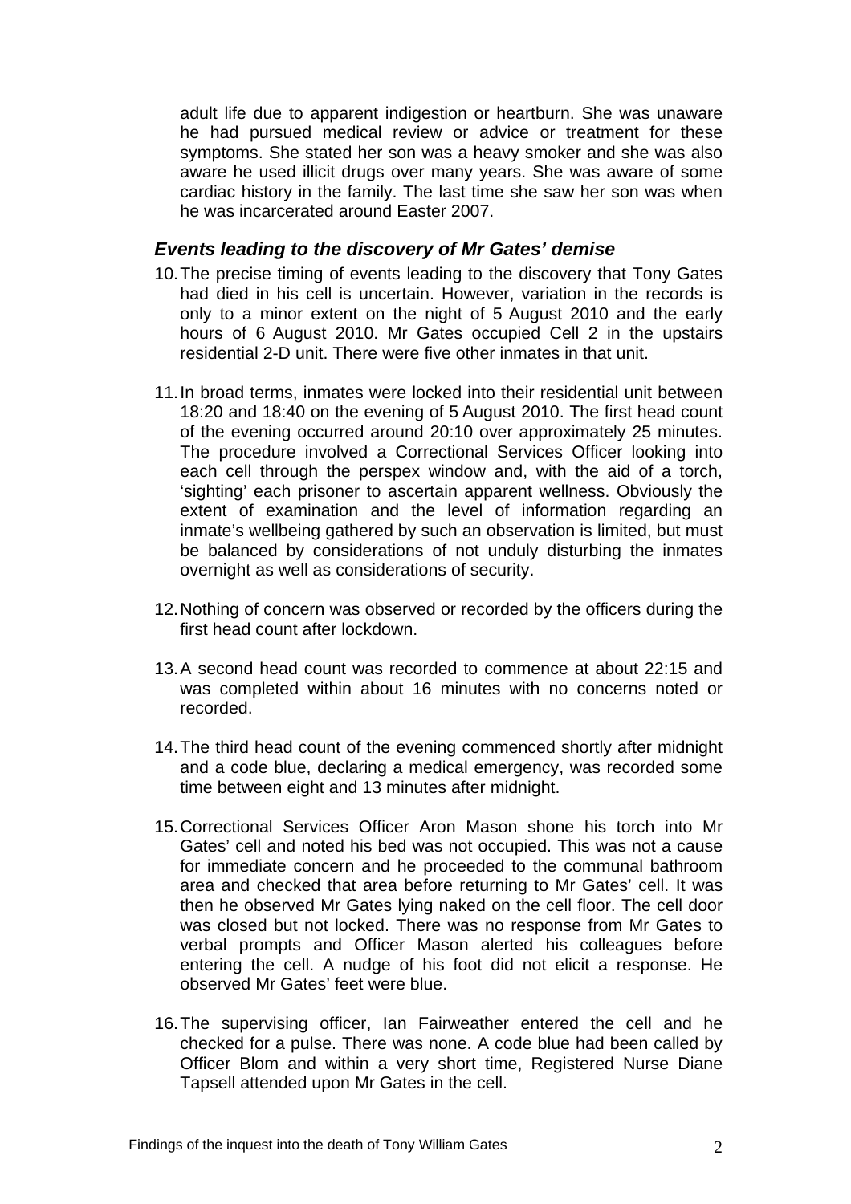adult life due to apparent indigestion or heartburn. She was unaware he had pursued medical review or advice or treatment for these symptoms. She stated her son was a heavy smoker and she was also aware he used illicit drugs over many years. She was aware of some cardiac history in the family. The last time she saw her son was when he was incarcerated around Easter 2007.

### *Events leading to the discovery of Mr Gates' demise*

10. The precise timing of events leading to the discovery that Tony Gates had died in his cell is uncertain. However, variation in the records is only to a minor extent on the night of 5 August 2010 and the early hours of 6 August 2010. Mr Gates occupied Cell 2 in the upstairs residential 2-D unit. There were five other inmates in that unit.

11. In broad terms, inmates were locked into their residential unit between 18:20 and 18:40 on the evening of 5 August 2010. The first head count of the evening occurred around 20:10 over approximately 25 minutes. The procedure involved a Correctional Services Officer looking into each cell through the perspex window and, with the aid of a torch, 'sighting' each prisoner to ascertain apparent wellness. Obviously the extent of examination and the level of information regarding an inmate's wellbeing gathered by such an observation is limited, but must be balanced by considerations of not unduly disturbing the inmates overnight as well as considerations of security.

12. Nothing of concern was observed or recorded by the officers during the first head count after lockdown.

13. A second head count was recorded to commence at about 22:15 and was completed within about 16 minutes with no concerns noted or recorded.

14. The third head count of the evening commenced shortly after midnight and a code blue, declaring a medical emergency, was recorded some time between eight and 13 minutes after midnight.

15. Correctional Services Officer Aron Mason shone his torch into Mr Gates' cell and noted his bed was not occupied. This was not a cause for immediate concern and he proceeded to the communal bathroom area and checked that area before returning to Mr Gates' cell. It was then he observed Mr Gates lying naked on the cell floor. The cell door was closed but not locked. There was no response from Mr Gates to verbal prompts and Officer Mason alerted his colleagues before entering the cell. A nudge of his foot did not elicit a response. He observed Mr Gates' feet were blue.

16. The supervising officer, Ian Fairweather entered the cell and he checked for a pulse. There was none. A code blue had been called by Officer Blom and within a very short time, Registered Nurse Diane Tapsell attended upon Mr Gates in the cell.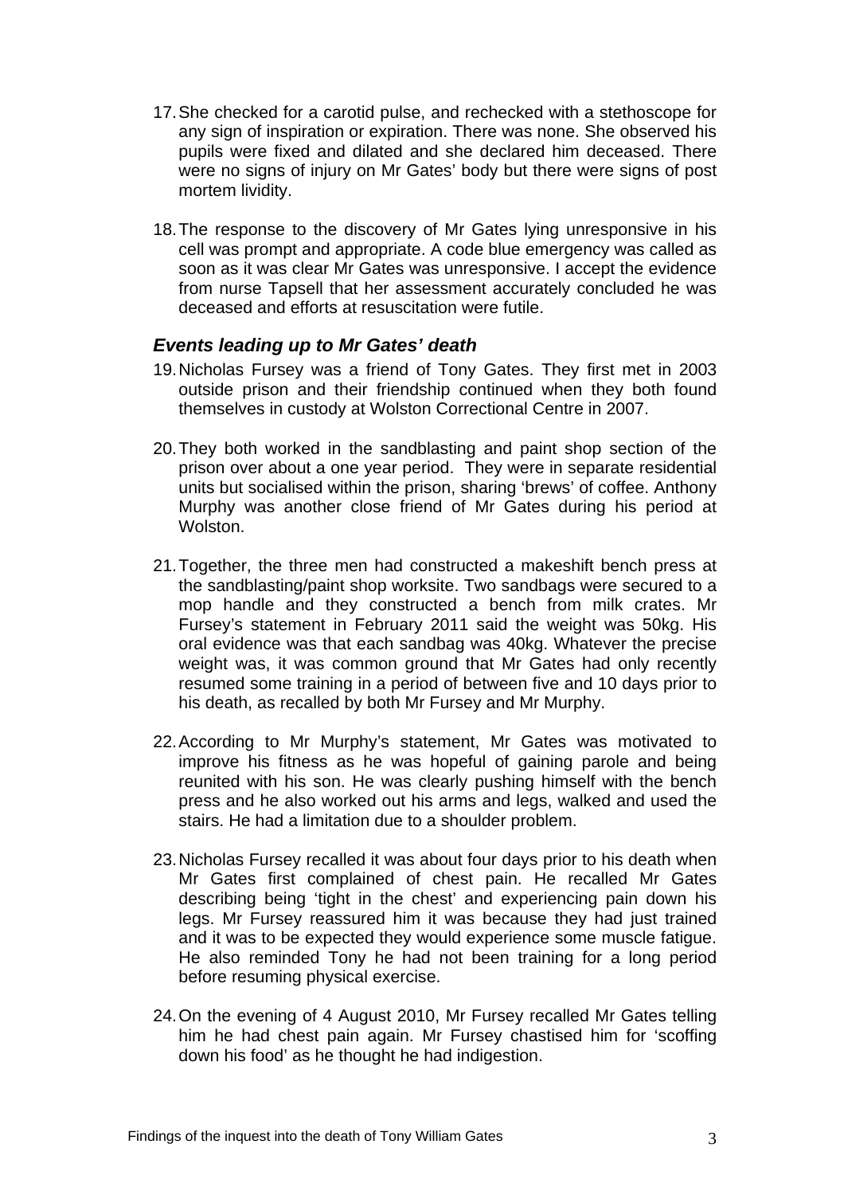17. She checked for a carotid pulse, and rechecked with a stethoscope for any sign of inspiration or expiration. There was none. She observed his pupils were fixed and dilated and she declared him deceased. There were no signs of injury on Mr Gates' body but there were signs of post mortem lividity.

18. The response to the discovery of Mr Gates lying unresponsive in his cell was prompt and appropriate. A code blue emergency was called as soon as it was clear Mr Gates was unresponsive. I accept the evidence from nurse Tapsell that her assessment accurately concluded he was deceased and efforts at resuscitation were futile.

### *Events leading up to Mr Gates' death*

19. Nicholas Fursey was a friend of Tony Gates. They first met in 2003 outside prison and their friendship continued when they both found themselves in custody at Wolston Correctional Centre in 2007.

20. They both worked in the sandblasting and paint shop section of the prison over about a one year period. They were in separate residential units but socialised within the prison, sharing 'brews' of coffee. Anthony Murphy was another close friend of Mr Gates during his period at Wolston.

21. Together, the three men had constructed a makeshift bench press at the sandblasting/paint shop worksite. Two sandbags were secured to a mop handle and they constructed a bench from milk crates. Mr Fursey's statement in February 2011 said the weight was 50kg. His oral evidence was that each sandbag was 40kg. Whatever the precise weight was, it was common ground that Mr Gates had only recently resumed some training in a period of between five and 10 days prior to his death, as recalled by both Mr Fursey and Mr Murphy.

22. According to Mr Murphy's statement, Mr Gates was motivated to improve his fitness as he was hopeful of gaining parole and being reunited with his son. He was clearly pushing himself with the bench press and he also worked out his arms and legs, walked and used the stairs. He had a limitation due to a shoulder problem.

23. Nicholas Fursey recalled it was about four days prior to his death when Mr Gates first complained of chest pain. He recalled Mr Gates describing being 'tight in the chest' and experiencing pain down his legs. Mr Fursey reassured him it was because they had just trained and it was to be expected they would experience some muscle fatigue. He also reminded Tony he had not been training for a long period before resuming physical exercise.

24. On the evening of 4 August 2010, Mr Fursey recalled Mr Gates telling him he had chest pain again. Mr Fursey chastised him for 'scoffing down his food' as he thought he had indigestion.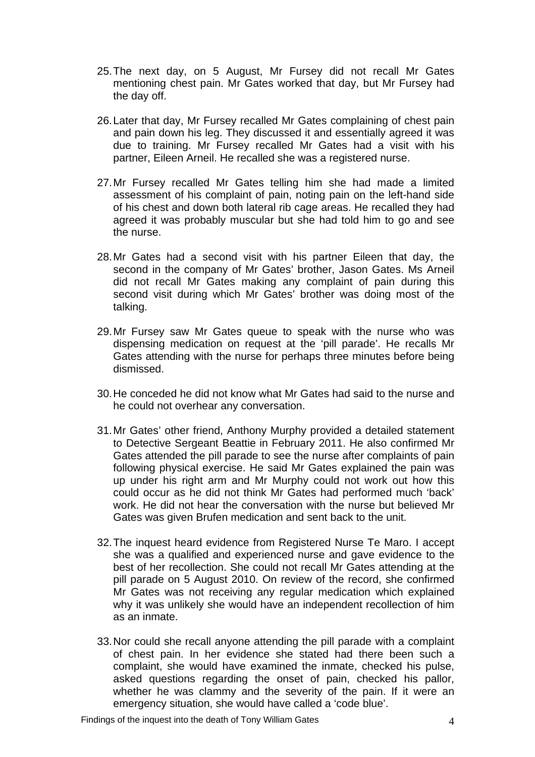25. The next day, on 5 August, Mr Fursey did not recall Mr Gates mentioning chest pain. Mr Gates worked that day, but Mr Fursey had the day off.

26. Later that day, Mr Fursey recalled Mr Gates complaining of chest pain and pain down his leg. They discussed it and essentially agreed it was due to training. Mr Fursey recalled Mr Gates had a visit with his partner, Eileen Arneil. He recalled she was a registered nurse.

27. Mr Fursey recalled Mr Gates telling him she had made a limited assessment of his complaint of pain, noting pain on the left-hand side of his chest and down both lateral rib cage areas. He recalled they had agreed it was probably muscular but she had told him to go and see the nurse.

28. Mr Gates had a second visit with his partner Eileen that day, the second in the company of Mr Gates' brother, Jason Gates. Ms Arneil did not recall Mr Gates making any complaint of pain during this second visit during which Mr Gates' brother was doing most of the talking.

29. Mr Fursey saw Mr Gates queue to speak with the nurse who was dispensing medication on request at the 'pill parade'. He recalls Mr Gates attending with the nurse for perhaps three minutes before being dismissed.

30. He conceded he did not know what Mr Gates had said to the nurse and he could not overhear any conversation.

31. Mr Gates' other friend, Anthony Murphy provided a detailed statement to Detective Sergeant Beattie in February 2011. He also confirmed Mr Gates attended the pill parade to see the nurse after complaints of pain following physical exercise. He said Mr Gates explained the pain was up under his right arm and Mr Murphy could not work out how this could occur as he did not think Mr Gates had performed much 'back' work. He did not hear the conversation with the nurse but believed Mr Gates was given Brufen medication and sent back to the unit.

32. The inquest heard evidence from Registered Nurse Te Maro. I accept she was a qualified and experienced nurse and gave evidence to the best of her recollection. She could not recall Mr Gates attending at the pill parade on 5 August 2010. On review of the record, she confirmed Mr Gates was not receiving any regular medication which explained why it was unlikely she would have an independent recollection of him as an inmate.

33. Nor could she recall anyone attending the pill parade with a complaint of chest pain. In her evidence she stated had there been such a complaint, she would have examined the inmate, checked his pulse, asked questions regarding the onset of pain, checked his pallor, whether he was clammy and the severity of the pain. If it were an emergency situation, she would have called a 'code blue'.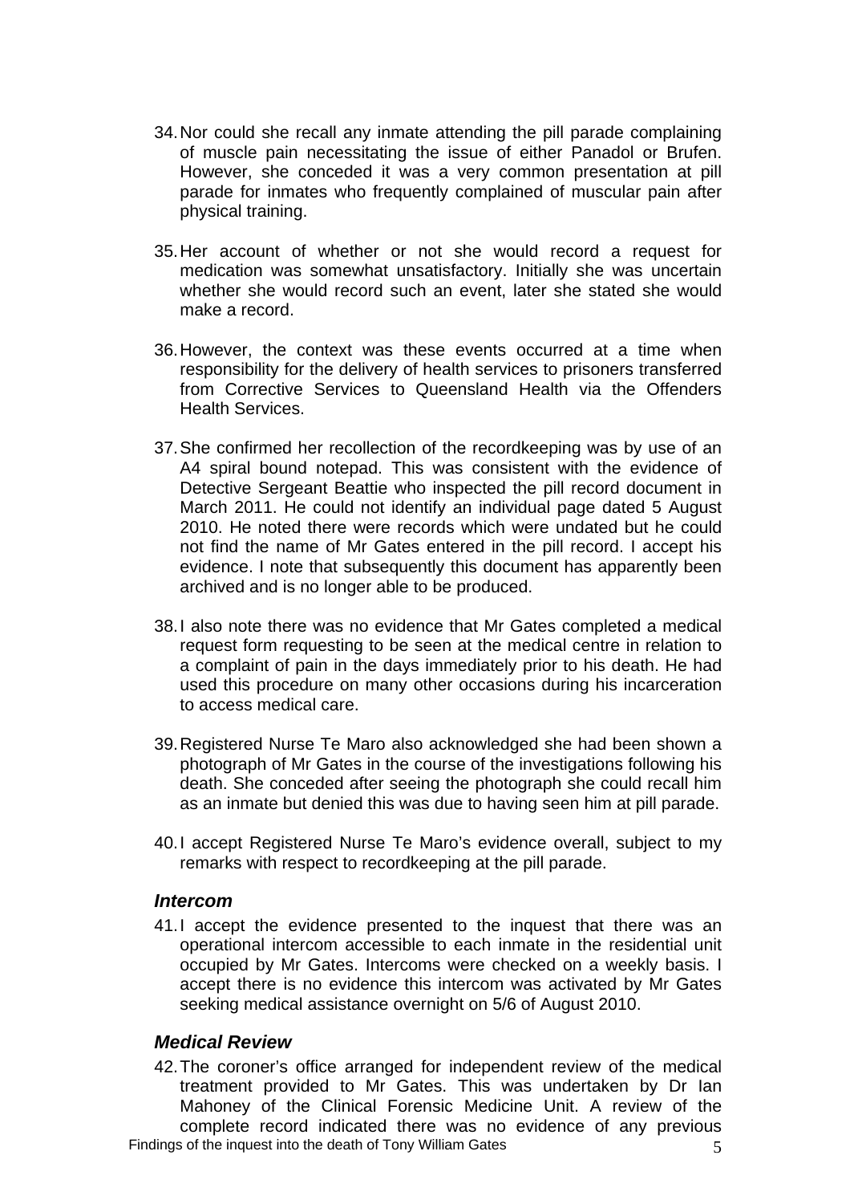34. Nor could she recall any inmate attending the pill parade complaining of muscle pain necessitating the issue of either Panadol or Brufen. However, she conceded it was a very common presentation at pill parade for inmates who frequently complained of muscular pain after physical training.

35. Her account of whether or not she would record a request for medication was somewhat unsatisfactory. Initially she was uncertain whether she would record such an event, later she stated she would make a record.

36. However, the context was these events occurred at a time when responsibility for the delivery of health services to prisoners transferred from Corrective Services to Queensland Health via the Offenders Health Services.

37. She confirmed her recollection of the recordkeeping was by use of an A4 spiral bound notepad. This was consistent with the evidence of Detective Sergeant Beattie who inspected the pill record document in March 2011. He could not identify an individual page dated 5 August 2010. He noted there were records which were undated but he could not find the name of Mr Gates entered in the pill record. I accept his evidence. I note that subsequently this document has apparently been archived and is no longer able to be produced.

38. I also note there was no evidence that Mr Gates completed a medical request form requesting to be seen at the medical centre in relation to a complaint of pain in the days immediately prior to his death. He had used this procedure on many other occasions during his incarceration to access medical care.

39. Registered Nurse Te Maro also acknowledged she had been shown a photograph of Mr Gates in the course of the investigations following his death. She conceded after seeing the photograph she could recall him as an inmate but denied this was due to having seen him at pill parade.

40. I accept Registered Nurse Te Maro's evidence overall, subject to my remarks with respect to recordkeeping at the pill parade.

### *Intercom*

41. I accept the evidence presented to the inquest that there was an operational intercom accessible to each inmate in the residential unit occupied by Mr Gates. Intercoms were checked on a weekly basis. I accept there is no evidence this intercom was activated by Mr Gates seeking medical assistance overnight on 5/6 of August 2010.

### *Medical Review*

42. The coroner's office arranged for independent review of the medical treatment provided to Mr Gates. This was undertaken by Dr Ian Mahoney of the Clinical Forensic Medicine Unit. A review of the complete record indicated there was no evidence of any previous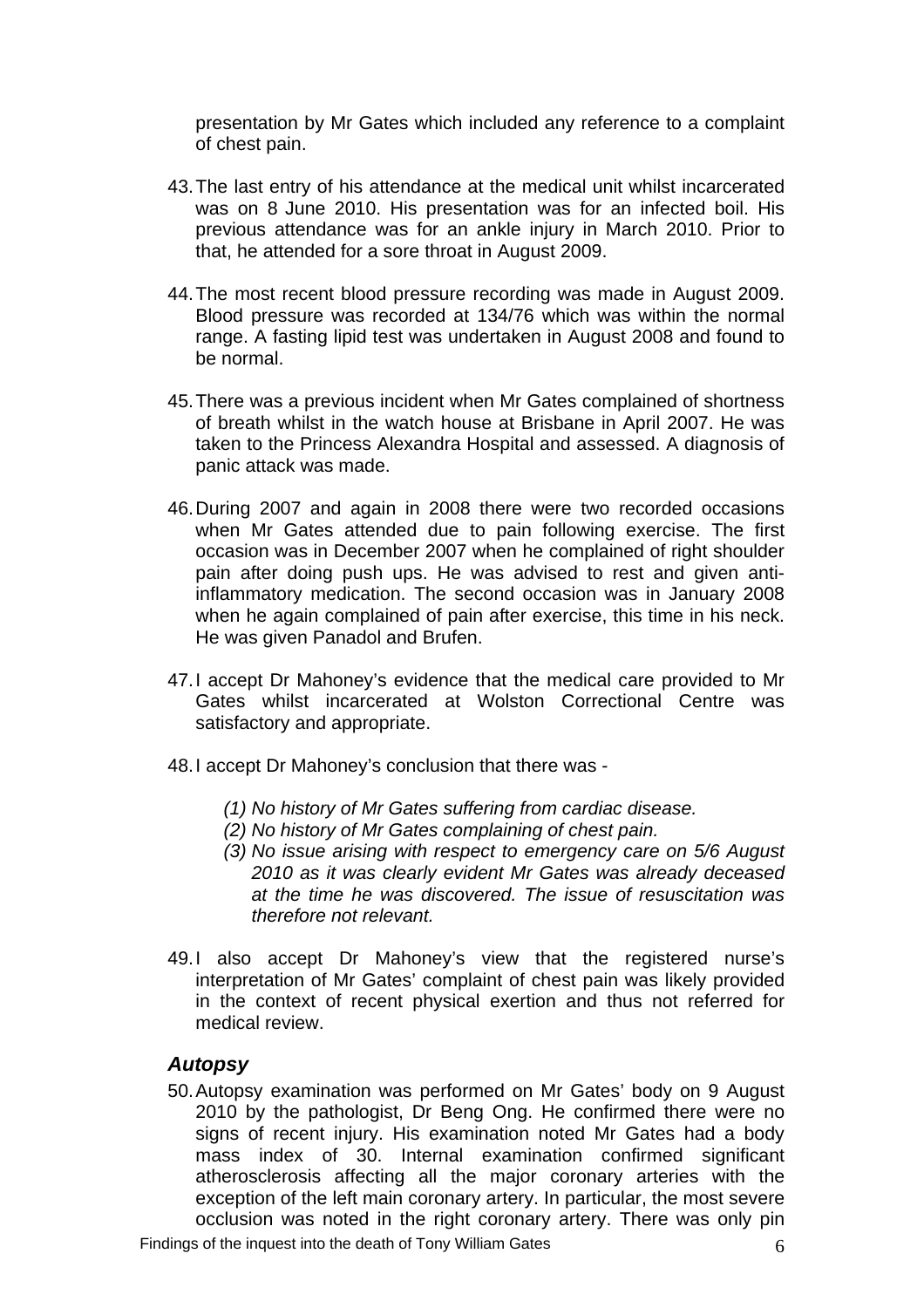presentation by Mr Gates which included any reference to a complaint of chest pain.

43. The last entry of his attendance at the medical unit whilst incarcerated was on 8 June 2010. His presentation was for an infected boil. His previous attendance was for an ankle injury in March 2010. Prior to that, he attended for a sore throat in August 2009.

44. The most recent blood pressure recording was made in August 2009. Blood pressure was recorded at 134/76 which was within the normal range. A fasting lipid test was undertaken in August 2008 and found to be normal.

45. There was a previous incident when Mr Gates complained of shortness of breath whilst in the watch house at Brisbane in April 2007. He was taken to the Princess Alexandra Hospital and assessed. A diagnosis of panic attack was made.

46. During 2007 and again in 2008 there were two recorded occasions when Mr Gates attended due to pain following exercise. The first occasion was in December 2007 when he complained of right shoulder pain after doing push ups. He was advised to rest and given anti-inflammatory medication. The second occasion was in January 2008 when he again complained of pain after exercise, this time in his neck. He was given Panadol and Brufen.

47. I accept Dr Mahoney's evidence that the medical care provided to Mr Gates whilst incarcerated at Wolston Correctional Centre was satisfactory and appropriate.

48. I accept Dr Mahoney's conclusion that there was -

    *(1) No history of Mr Gates suffering from cardiac disease.*
    *(2) No history of Mr Gates complaining of chest pain.*
    *(3) No issue arising with respect to emergency care on 5/6 August 2010 as it was clearly evident Mr Gates was already deceased at the time he was discovered. The issue of resuscitation was therefore not relevant.*

49. I also accept Dr Mahoney's view that the registered nurse's interpretation of Mr Gates' complaint of chest pain was likely provided in the context of recent physical exertion and thus not referred for medical review.

## ***Autopsy***

50. Autopsy examination was performed on Mr Gates' body on 9 August 2010 by the pathologist, Dr Beng Ong. He confirmed there were no signs of recent injury. His examination noted Mr Gates had a body mass index of 30. Internal examination confirmed significant atherosclerosis affecting all the major coronary arteries with the exception of the left main coronary artery. In particular, the most severe occlusion was noted in the right coronary artery. There was only pin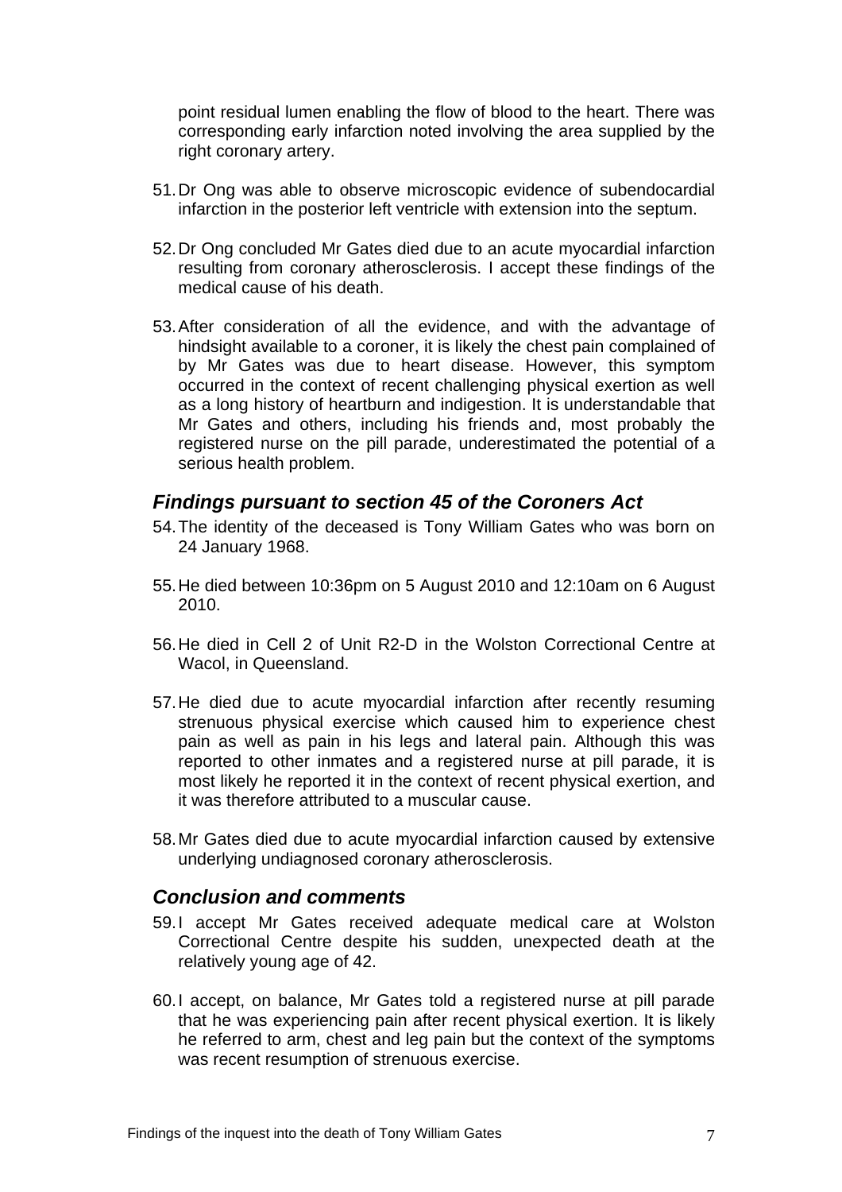point residual lumen enabling the flow of blood to the heart. There was corresponding early infarction noted involving the area supplied by the right coronary artery.

51. Dr Ong was able to observe microscopic evidence of subendocardial infarction in the posterior left ventricle with extension into the septum.

52. Dr Ong concluded Mr Gates died due to an acute myocardial infarction resulting from coronary atherosclerosis. I accept these findings of the medical cause of his death.

53. After consideration of all the evidence, and with the advantage of hindsight available to a coroner, it is likely the chest pain complained of by Mr Gates was due to heart disease. However, this symptom occurred in the context of recent challenging physical exertion as well as a long history of heartburn and indigestion. It is understandable that Mr Gates and others, including his friends and, most probably the registered nurse on the pill parade, underestimated the potential of a serious health problem.

## *Findings pursuant to section 45 of the Coroners Act*

54. The identity of the deceased is Tony William Gates who was born on 24 January 1968.

55. He died between 10:36pm on 5 August 2010 and 12:10am on 6 August 2010.

56. He died in Cell 2 of Unit R2-D in the Wolston Correctional Centre at Wacol, in Queensland.

57. He died due to acute myocardial infarction after recently resuming strenuous physical exercise which caused him to experience chest pain as well as pain in his legs and lateral pain. Although this was reported to other inmates and a registered nurse at pill parade, it is most likely he reported it in the context of recent physical exertion, and it was therefore attributed to a muscular cause.

58. Mr Gates died due to acute myocardial infarction caused by extensive underlying undiagnosed coronary atherosclerosis.

## *Conclusion and comments*

59. I accept Mr Gates received adequate medical care at Wolston Correctional Centre despite his sudden, unexpected death at the relatively young age of 42.

60. I accept, on balance, Mr Gates told a registered nurse at pill parade that he was experiencing pain after recent physical exertion. It is likely he referred to arm, chest and leg pain but the context of the symptoms was recent resumption of strenuous exercise.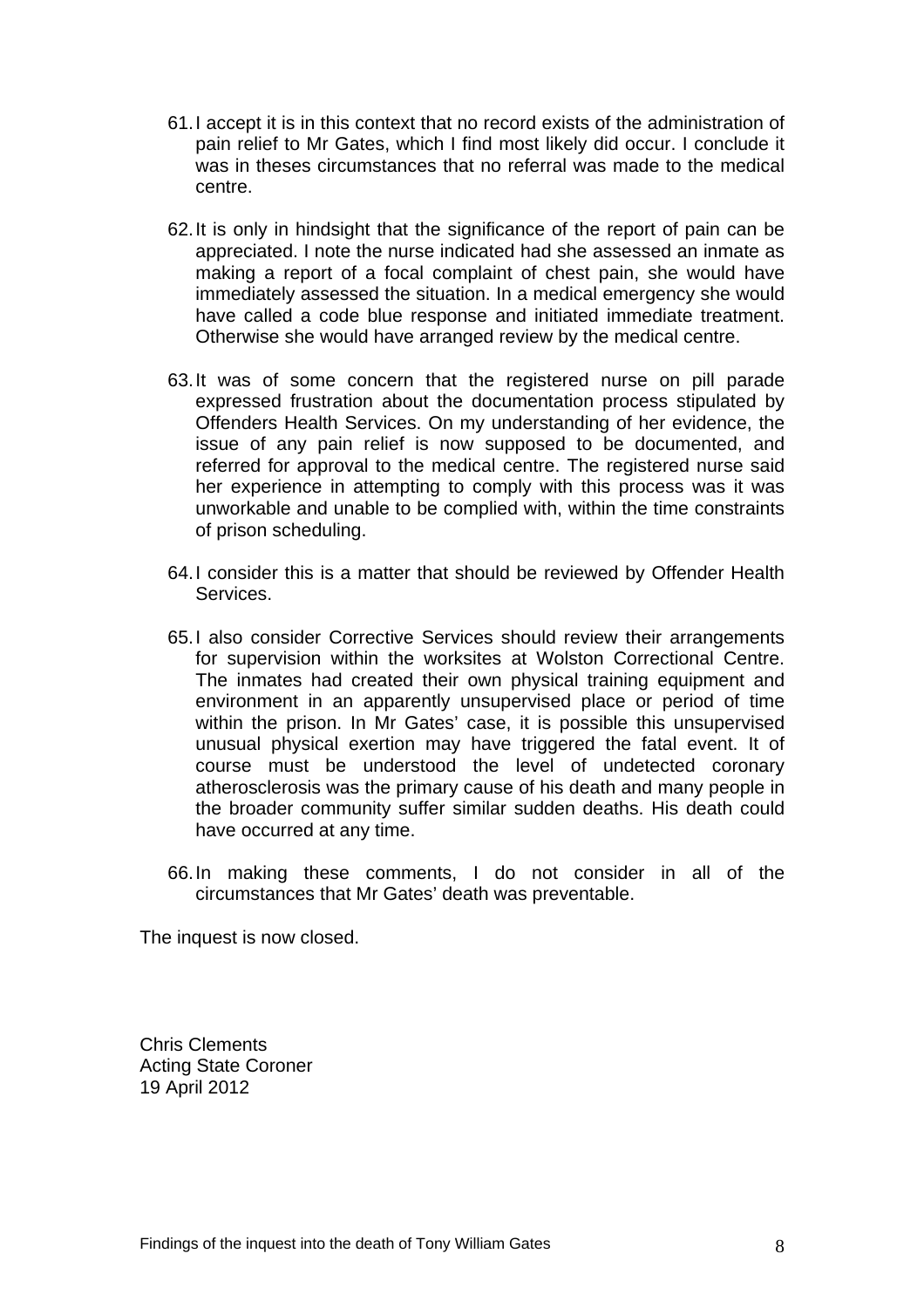61. I accept it is in this context that no record exists of the administration of pain relief to Mr Gates, which I find most likely did occur. I conclude it was in theses circumstances that no referral was made to the medical centre.

62. It is only in hindsight that the significance of the report of pain can be appreciated. I note the nurse indicated had she assessed an inmate as making a report of a focal complaint of chest pain, she would have immediately assessed the situation. In a medical emergency she would have called a code blue response and initiated immediate treatment. Otherwise she would have arranged review by the medical centre.

63. It was of some concern that the registered nurse on pill parade expressed frustration about the documentation process stipulated by Offenders Health Services. On my understanding of her evidence, the issue of any pain relief is now supposed to be documented, and referred for approval to the medical centre. The registered nurse said her experience in attempting to comply with this process was it was unworkable and unable to be complied with, within the time constraints of prison scheduling.

64. I consider this is a matter that should be reviewed by Offender Health Services.

65. I also consider Corrective Services should review their arrangements for supervision within the worksites at Wolston Correctional Centre. The inmates had created their own physical training equipment and environment in an apparently unsupervised place or period of time within the prison. In Mr Gates' case, it is possible this unsupervised unusual physical exertion may have triggered the fatal event. It of course must be understood the level of undetected coronary atherosclerosis was the primary cause of his death and many people in the broader community suffer similar sudden deaths. His death could have occurred at any time.

66. In making these comments, I do not consider in all of the circumstances that Mr Gates' death was preventable.

The inquest is now closed.

Chris Clements  
Acting State Coroner  
19 April 2012